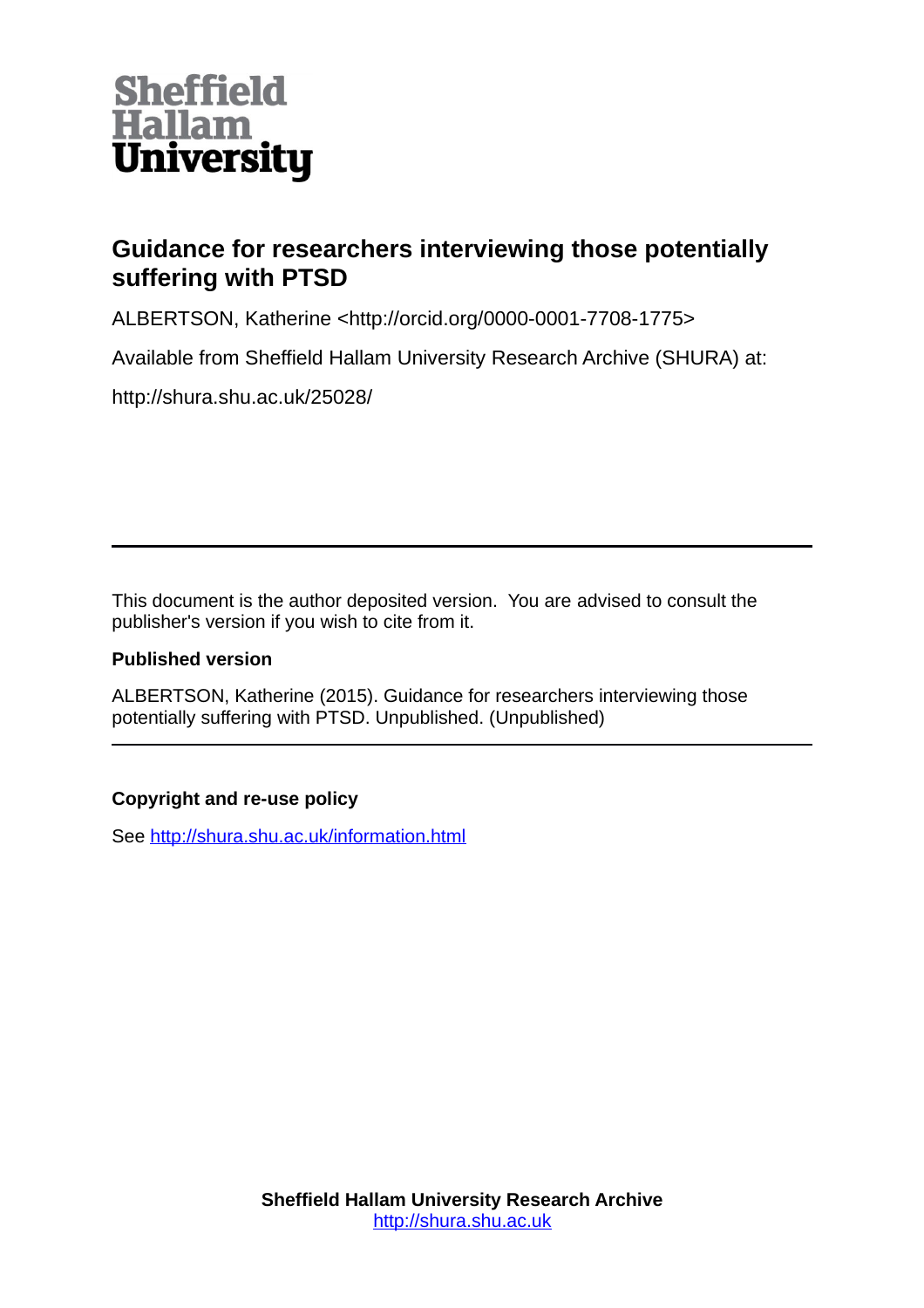Sheffield Hallam University

# Guidance for researchers interviewing those potentially suffering with PTSD

ALBERTSON, Katherine <http://orcid.org/0000-0001-7708-1775>

Available from Sheffield Hallam University Research Archive (SHURA) at:

http://shura.shu.ac.uk/25028/

---

This document is the author deposited version. You are advised to consult the publisher's version if you wish to cite from it.

**Published version**

ALBERTSON, Katherine (2015). Guidance for researchers interviewing those potentially suffering with PTSD. Unpublished. (Unpublished)

---

**Copyright and re-use policy**

See http://shura.shu.ac.uk/information.html

**Sheffield Hallam University Research Archive**
http://shura.shu.ac.uk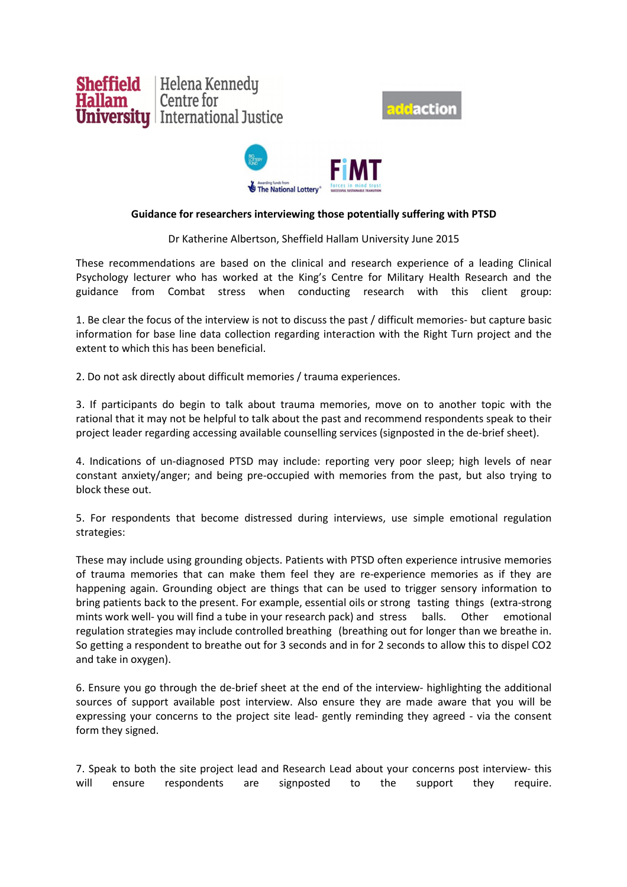**Guidance for researchers interviewing those potentially suffering with PTSD**

Dr Katherine Albertson, Sheffield Hallam University June 2015

These recommendations are based on the clinical and research experience of a leading Clinical Psychology lecturer who has worked at the King's Centre for Military Health Research and the guidance from Combat stress when conducting research with this client group:

1. Be clear the focus of the interview is not to discuss the past / difficult memories- but capture basic information for base line data collection regarding interaction with the Right Turn project and the extent to which this has been beneficial.

2. Do not ask directly about difficult memories / trauma experiences.

3. If participants do begin to talk about trauma memories, move on to another topic with the rational that it may not be helpful to talk about the past and recommend respondents speak to their project leader regarding accessing available counselling services (signposted in the de-brief sheet).

4. Indications of un-diagnosed PTSD may include: reporting very poor sleep; high levels of near constant anxiety/anger; and being pre-occupied with memories from the past, but also trying to block these out.

5. For respondents that become distressed during interviews, use simple emotional regulation strategies:

These may include using grounding objects. Patients with PTSD often experience intrusive memories of trauma memories that can make them feel they are re-experience memories as if they are happening again. Grounding object are things that can be used to trigger sensory information to bring patients back to the present. For example, essential oils or strong tasting things (extra-strong mints work well- you will find a tube in your research pack) and stress balls. Other emotional regulation strategies may include controlled breathing (breathing out for longer than we breathe in. So getting a respondent to breathe out for 3 seconds and in for 2 seconds to allow this to dispel $CO_2$ and take in oxygen).

6. Ensure you go through the de-brief sheet at the end of the interview- highlighting the additional sources of support available post interview. Also ensure they are made aware that you will be expressing your concerns to the project site lead- gently reminding they agreed - via the consent form they signed.

7. Speak to both the site project lead and Research Lead about your concerns post interview- this will ensure respondents are signposted to the support they require.